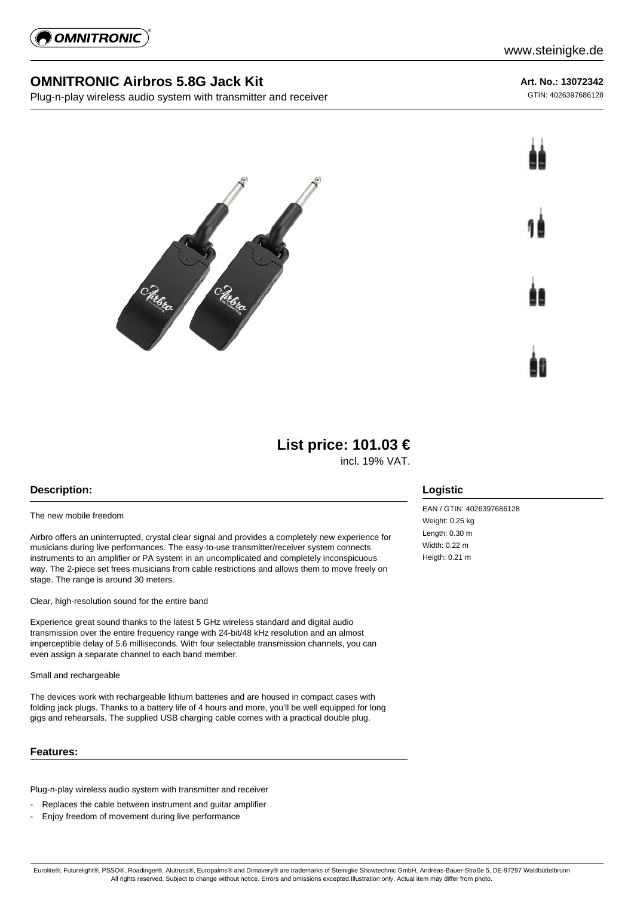# OMNITRONIC Airbros 5.8G Jack Kit

Plug-n-play wireless audio system with transmitter and receiver

**Art. No.: 13072342**

GTIN: 4026397686128

**List price: 101.03 €**

incl. 19% VAT.

## Description:

The new mobile freedom

Airbro offers an uninterrupted, crystal clear signal and provides a completely new experience for musicians during live performances. The easy-to-use transmitter/receiver system connects instruments to an amplifier or PA system in an uncomplicated and completely inconspicuous way. The 2-piece set frees musicians from cable restrictions and allows them to move freely on stage. The range is around 30 meters.

Clear, high-resolution sound for the entire band

Experience great sound thanks to the latest 5 GHz wireless standard and digital audio transmission over the entire frequency range with 24-bit/48 kHz resolution and an almost imperceptible delay of 5.6 milliseconds. With four selectable transmission channels, you can even assign a separate channel to each band member.

Small and rechargeable

The devices work with rechargeable lithium batteries and are housed in compact cases with folding jack plugs. Thanks to a battery life of 4 hours and more, you'll be well equipped for long gigs and rehearsals. The supplied USB charging cable comes with a practical double plug.

## Features:

Plug-n-play wireless audio system with transmitter and receiver

- Replaces the cable between instrument and guitar amplifier
- Enjoy freedom of movement during live performance

## Logistic

EAN / GTIN: 4026397686128

Weight: 0,25 kg

Length: 0.30 m

Width: 0.22 m

Heigth: 0.21 m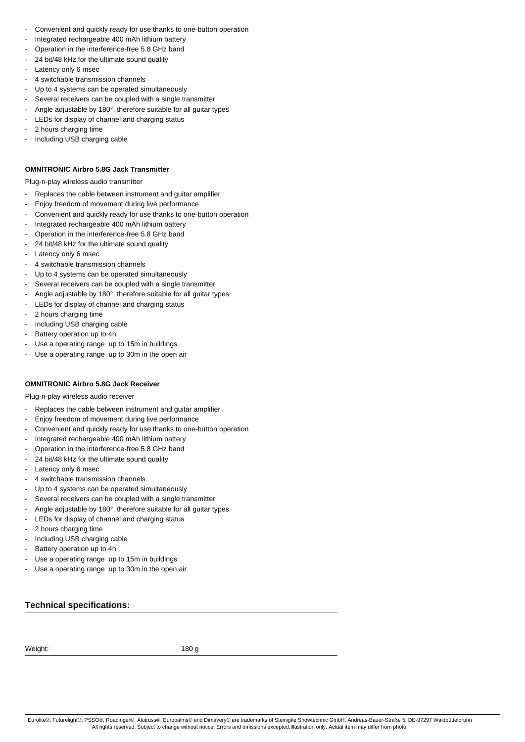- Convenient and quickly ready for use thanks to one-button operation
- Integrated rechargeable 400 mAh lithium battery
- Operation in the interference-free 5.8 GHz band
- 24 bit/48 kHz for the ultimate sound quality
- Latency only 6 msec
- 4 switchable transmission channels
- Up to 4 systems can be operated simultaneously
- Several receivers can be coupled with a single transmitter
- Angle adjustable by 180°, therefore suitable for all guitar types
- LEDs for display of channel and charging status
- 2 hours charging time
- Including USB charging cable

**OMNITRONIC Airbro 5.8G Jack Transmitter**

Plug-n-play wireless audio transmitter

- Replaces the cable between instrument and guitar amplifier
- Enjoy freedom of movement during live performance
- Convenient and quickly ready for use thanks to one-button operation
- Integrated rechargeable 400 mAh lithium battery
- Operation in the interference-free 5.8 GHz band
- 24 bit/48 kHz for the ultimate sound quality
- Latency only 6 msec
- 4 switchable transmission channels
- Up to 4 systems can be operated simultaneously
- Several receivers can be coupled with a single transmitter
- Angle adjustable by 180°, therefore suitable for all guitar types
- LEDs for display of channel and charging status
- 2 hours charging time
- Including USB charging cable
- Battery operation up to 4h
- Use a operating range up to 15m in buildings
- Use a operating range up to 30m in the open air

**OMNITRONIC Airbro 5.8G Jack Receiver**

Plug-n-play wireless audio receiver

- Replaces the cable between instrument and guitar amplifier
- Enjoy freedom of movement during live performance
- Convenient and quickly ready for use thanks to one-button operation
- Integrated rechargeable 400 mAh lithium battery
- Operation in the interference-free 5.8 GHz band
- 24 bit/48 kHz for the ultimate sound quality
- Latency only 6 msec
- 4 switchable transmission channels
- Up to 4 systems can be operated simultaneously
- Several receivers can be coupled with a single transmitter
- Angle adjustable by 180°, therefore suitable for all guitar types
- LEDs for display of channel and charging status
- 2 hours charging time
- Including USB charging cable
- Battery operation up to 4h
- Use a operating range up to 15m in buildings
- Use a operating range up to 30m in the open air

## Technical specifications:

| | |
|---|---|
| Weight: | 180 g |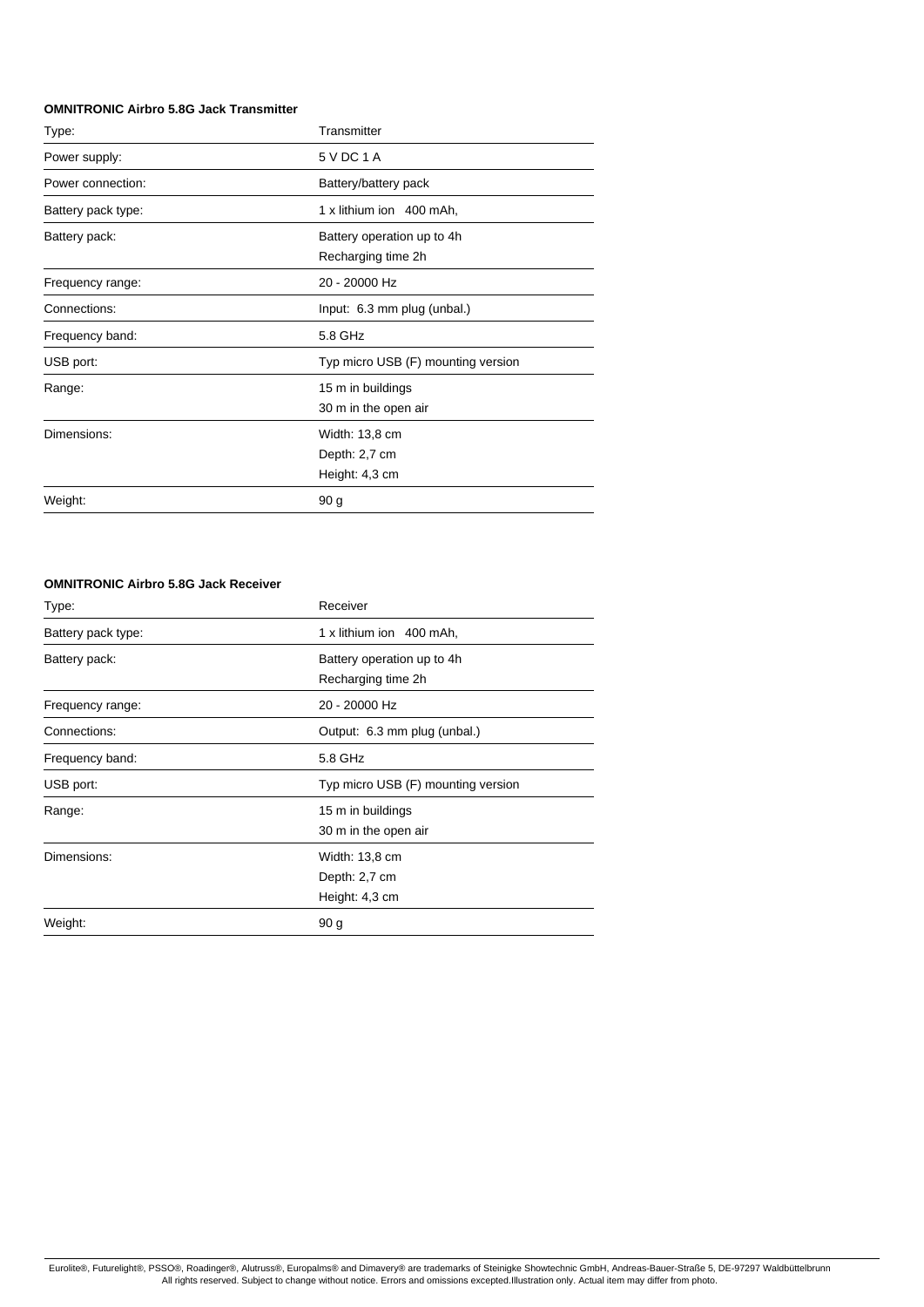**OMNITRONIC Airbro 5.8G Jack Transmitter**

| | |
|---|---|
| Type: | Transmitter |
| Power supply: | 5 V DC 1 A |
| Power connection: | Battery/battery pack |
| Battery pack type: | 1 x lithium ion 400 mAh, |
| Battery pack: | Battery operation up to 4h<br>Recharging time 2h |
| Frequency range: | 20 - 20000 Hz |
| Connections: | Input: 6.3 mm plug (unbal.) |
| Frequency band: | 5.8 GHz |
| USB port: | Typ micro USB (F) mounting version |
| Range: | 15 m in buildings<br>30 m in the open air |
| Dimensions: | Width: 13,8 cm<br>Depth: 2,7 cm<br>Height: 4,3 cm |
| Weight: | 90 g |

**OMNITRONIC Airbro 5.8G Jack Receiver**

| | |
|---|---|
| Type: | Receiver |
| Battery pack type: | 1 x lithium ion 400 mAh, |
| Battery pack: | Battery operation up to 4h<br>Recharging time 2h |
| Frequency range: | 20 - 20000 Hz |
| Connections: | Output: 6.3 mm plug (unbal.) |
| Frequency band: | 5.8 GHz |
| USB port: | Typ micro USB (F) mounting version |
| Range: | 15 m in buildings<br>30 m in the open air |
| Dimensions: | Width: 13,8 cm<br>Depth: 2,7 cm<br>Height: 4,3 cm |
| Weight: | 90 g |

Eurolite®, Futurelight®, PSSO®, Roadinger®, Alutruss®, Europalms® and Dimavery® are trademarks of Steinigke Showtechnic GmbH, Andreas-Bauer-Straße 5, DE-97297 Waldbüttelbrunn
All rights reserved. Subject to change without notice. Errors and omissions excepted.Illustration only. Actual item may differ from photo.